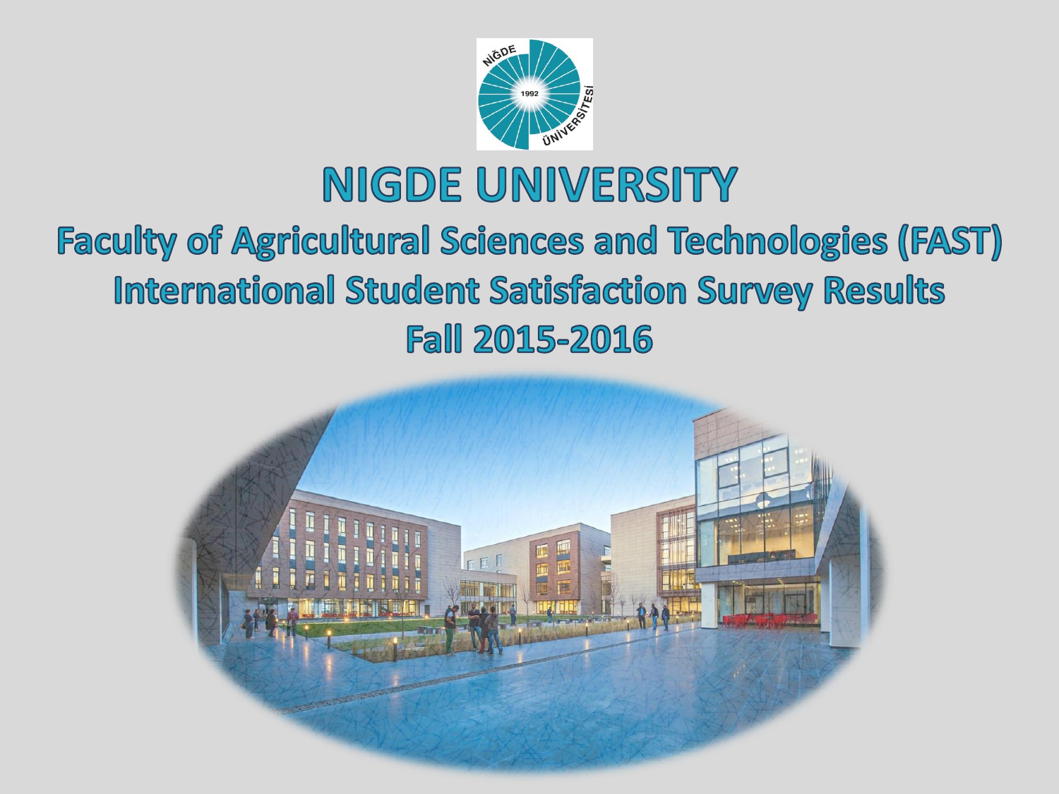# NIGDE UNIVERSITY

## Faculty of Agricultural Sciences and Technologies (FAST)

## International Student Satisfaction Survey Results

## Fall 2015-2016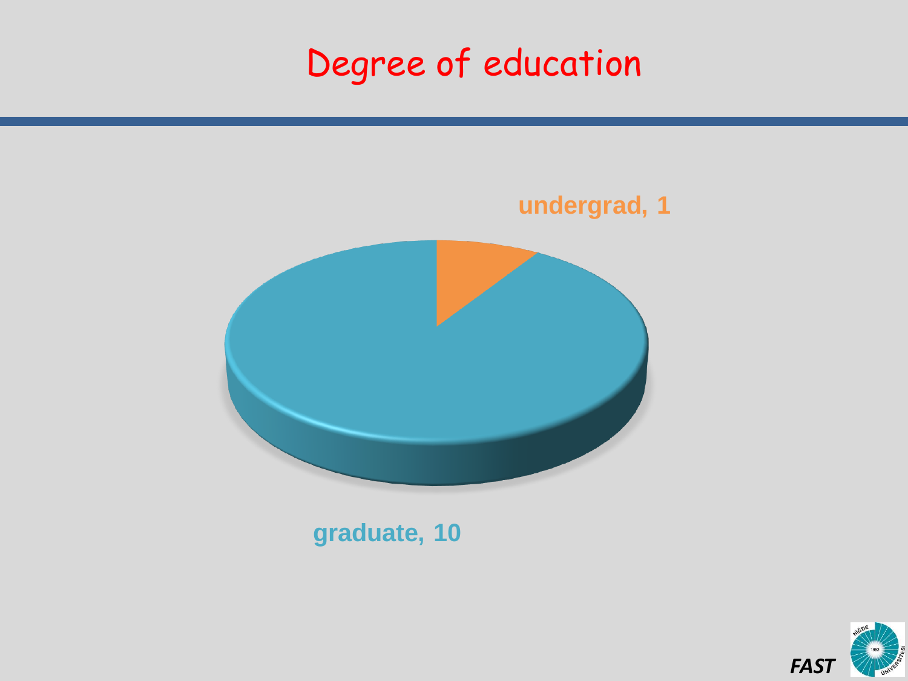# Degree of education

undergrad, 1

graduate, 10

*FAST*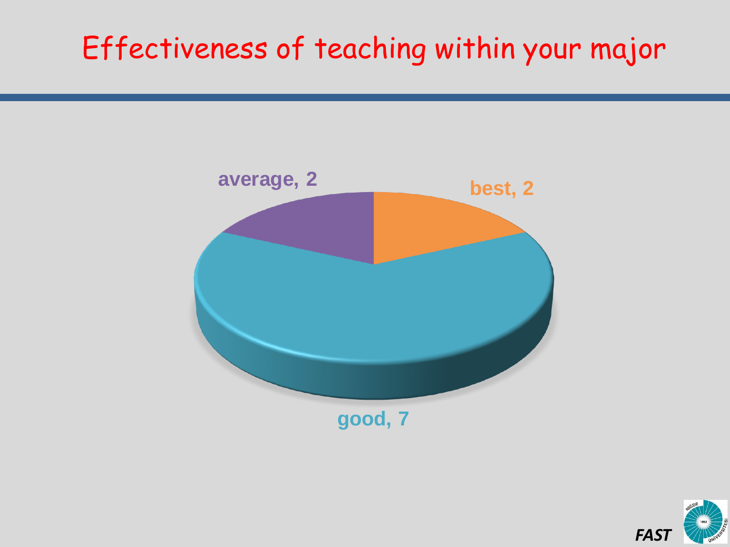# Effectiveness of teaching within your major

average, 2

best, 2

good, 7

*FAST*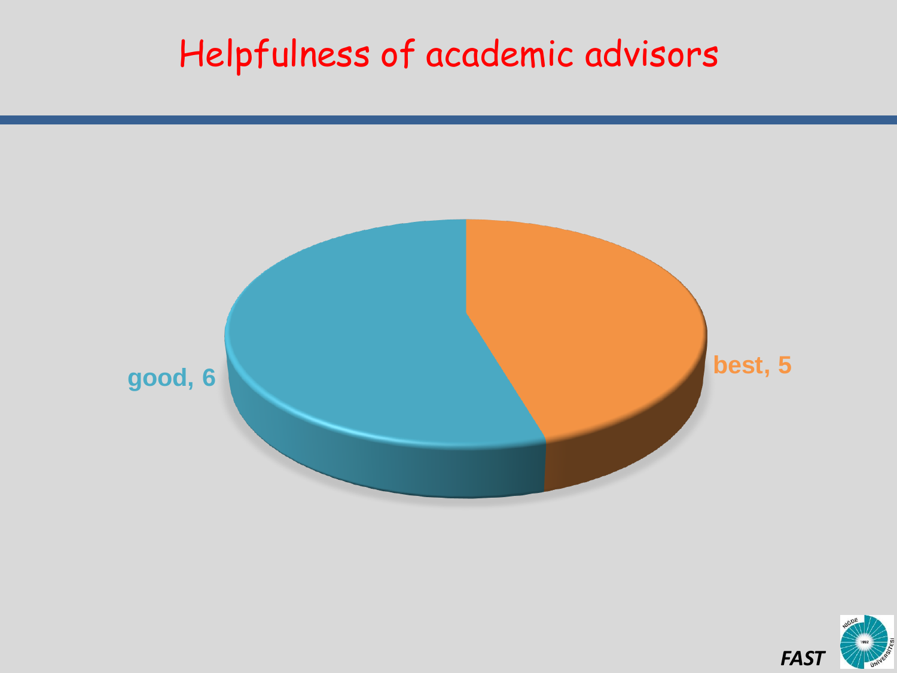# Helpfulness of academic advisors

good, 6

best, 5

*FAST*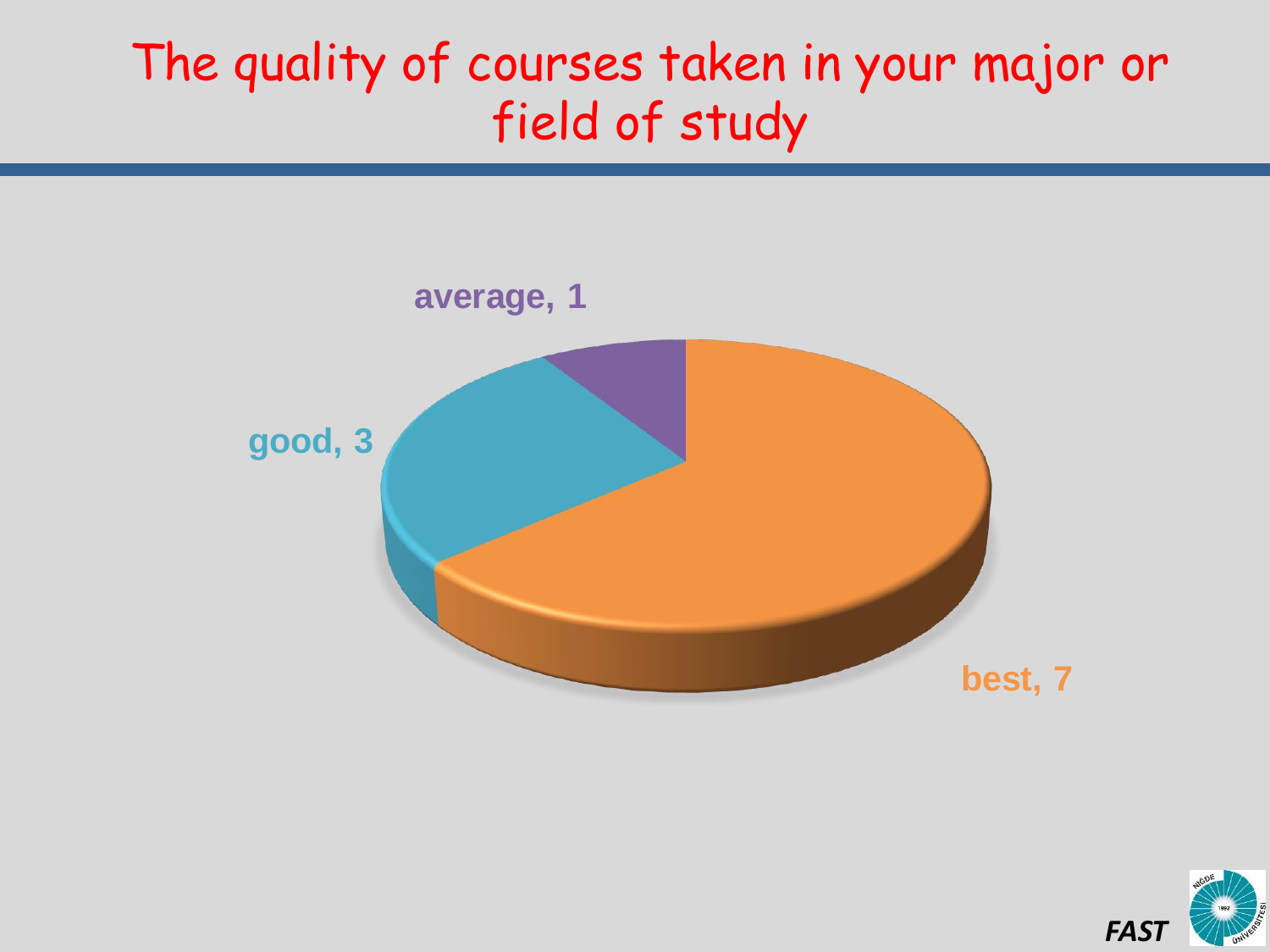# The quality of courses taken in your major or field of study

average, 1

good, 3

best, 7

*FAST*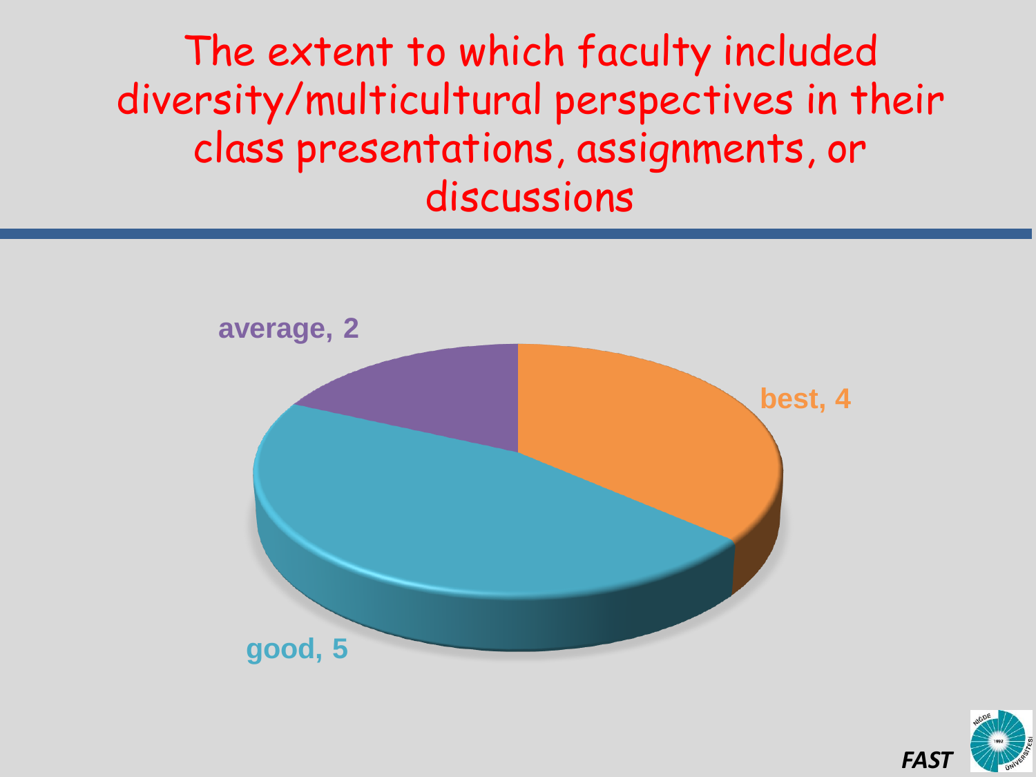# The extent to which faculty included diversity/multicultural perspectives in their class presentations, assignments, or discussions

average, 2

best, 4

good, 5

*FAST*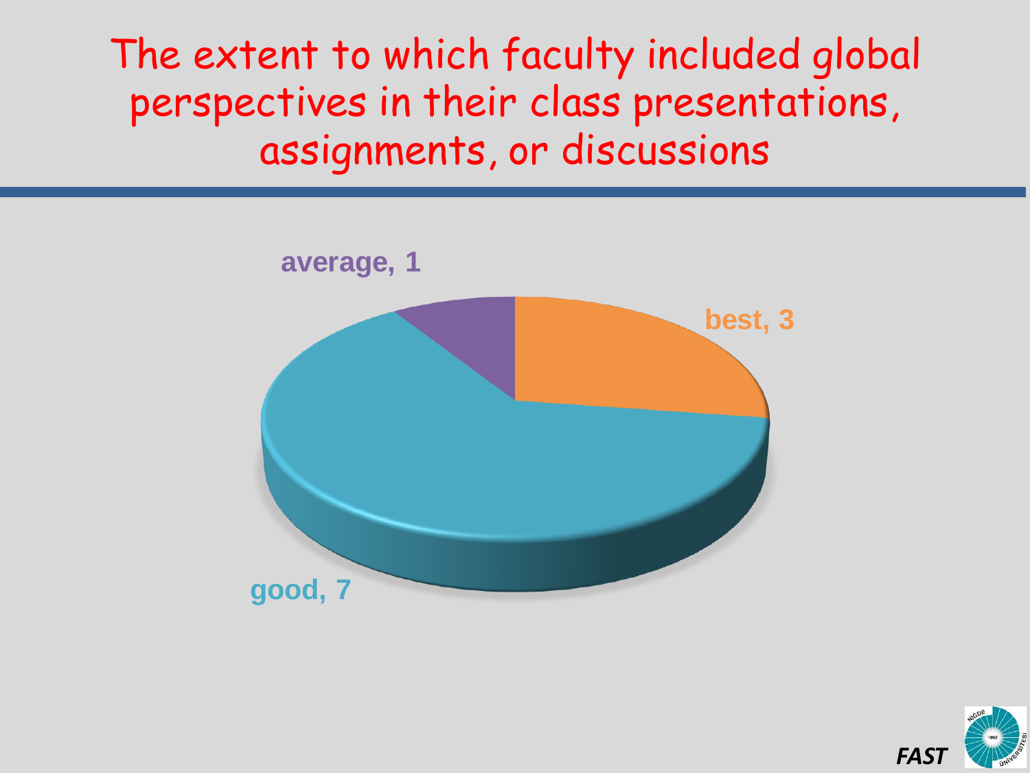# The extent to which faculty included global perspectives in their class presentations, assignments, or discussions

average, 1

best, 3

good, 7

*FAST*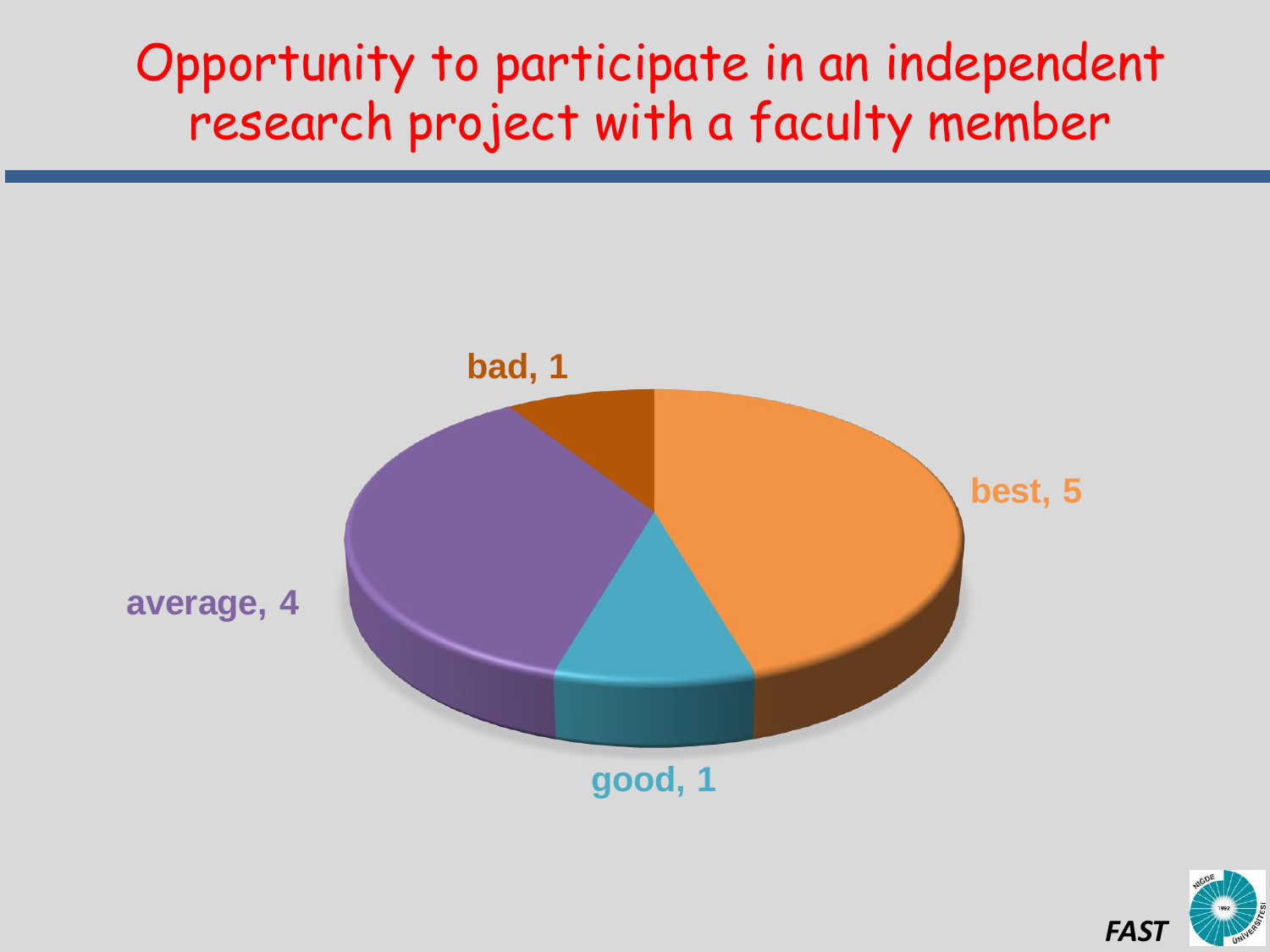# Opportunity to participate in an independent research project with a faculty member

bad, 1

best, 5

average, 4

good, 1

*FAST*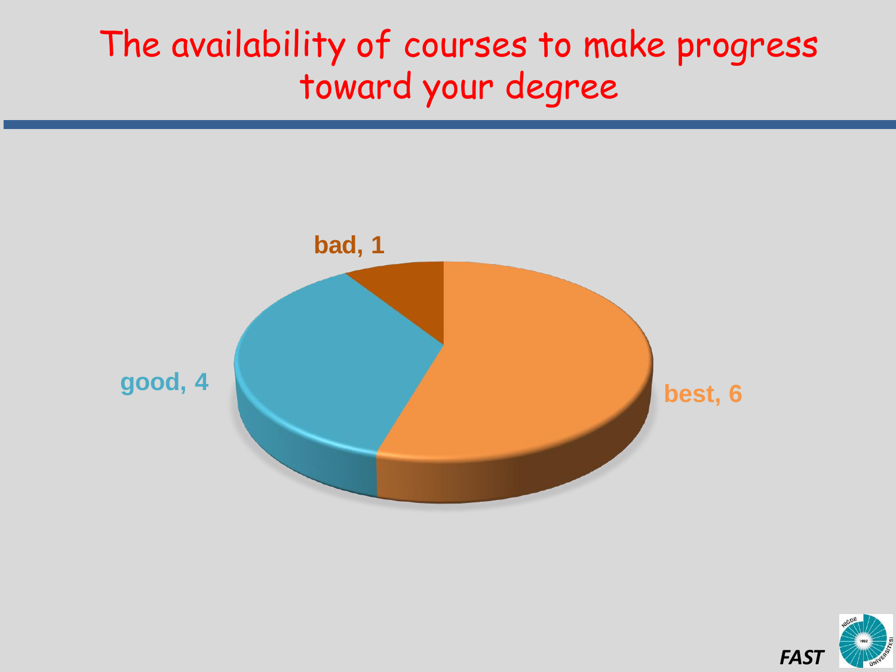# The availability of courses to make progress toward your degree

bad, 1

good, 4

best, 6

*FAST*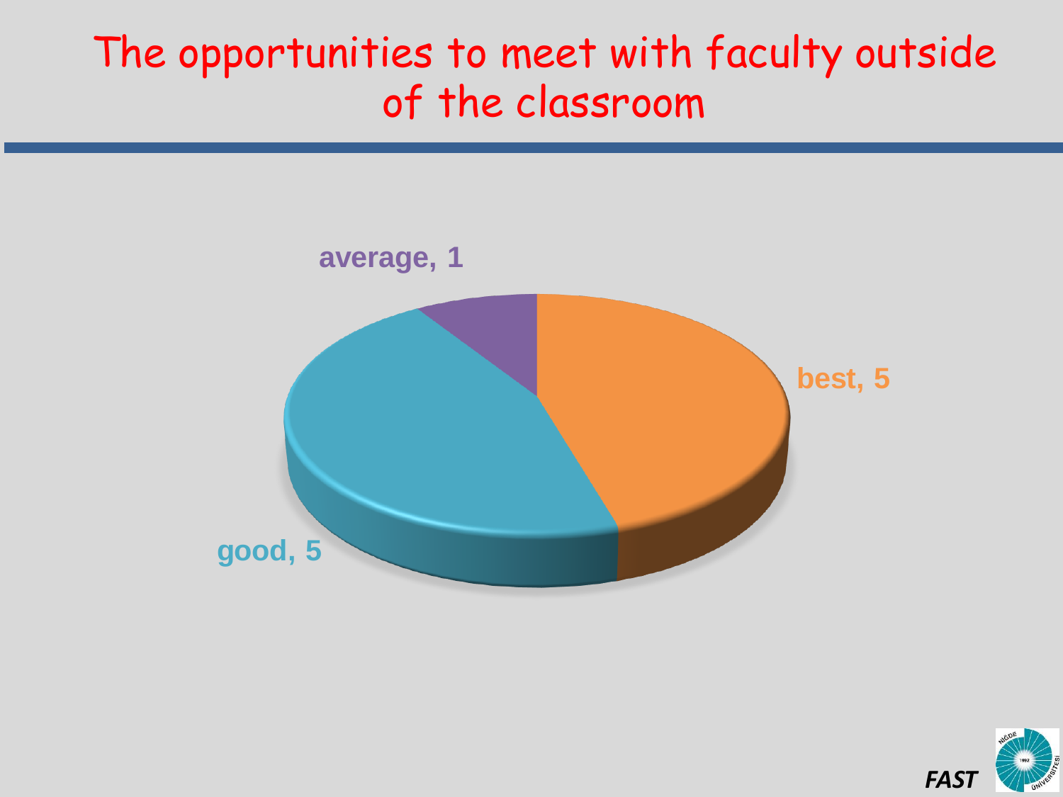# The opportunities to meet with faculty outside of the classroom

average, 1

best, 5

good, 5

*FAST*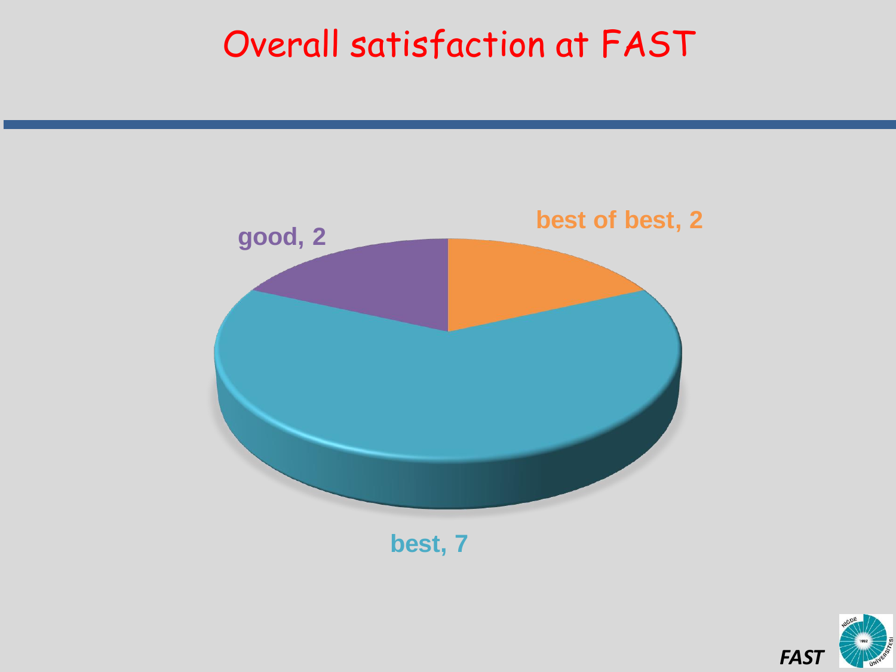# Overall satisfaction at FAST

good, 2

best of best, 2

best, 7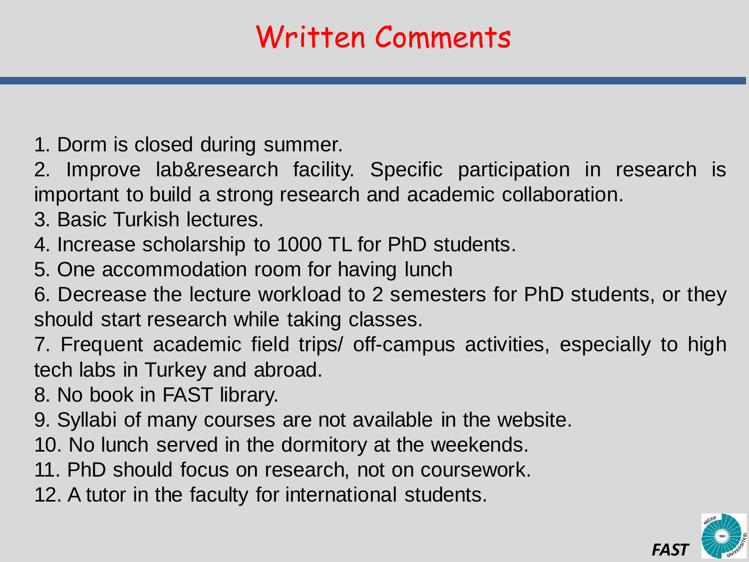# Written Comments

1. Dorm is closed during summer.
2. Improve lab&research facility. Specific participation in research is important to build a strong research and academic collaboration.
3. Basic Turkish lectures.
4. Increase scholarship to 1000 TL for PhD students.
5. One accommodation room for having lunch
6. Decrease the lecture workload to 2 semesters for PhD students, or they should start research while taking classes.
7. Frequent academic field trips/ off-campus activities, especially to high tech labs in Turkey and abroad.
8. No book in FAST library.
9. Syllabi of many courses are not available in the website.
10. No lunch served in the dormitory at the weekends.
11. PhD should focus on research, not on coursework.
12. A tutor in the faculty for international students.